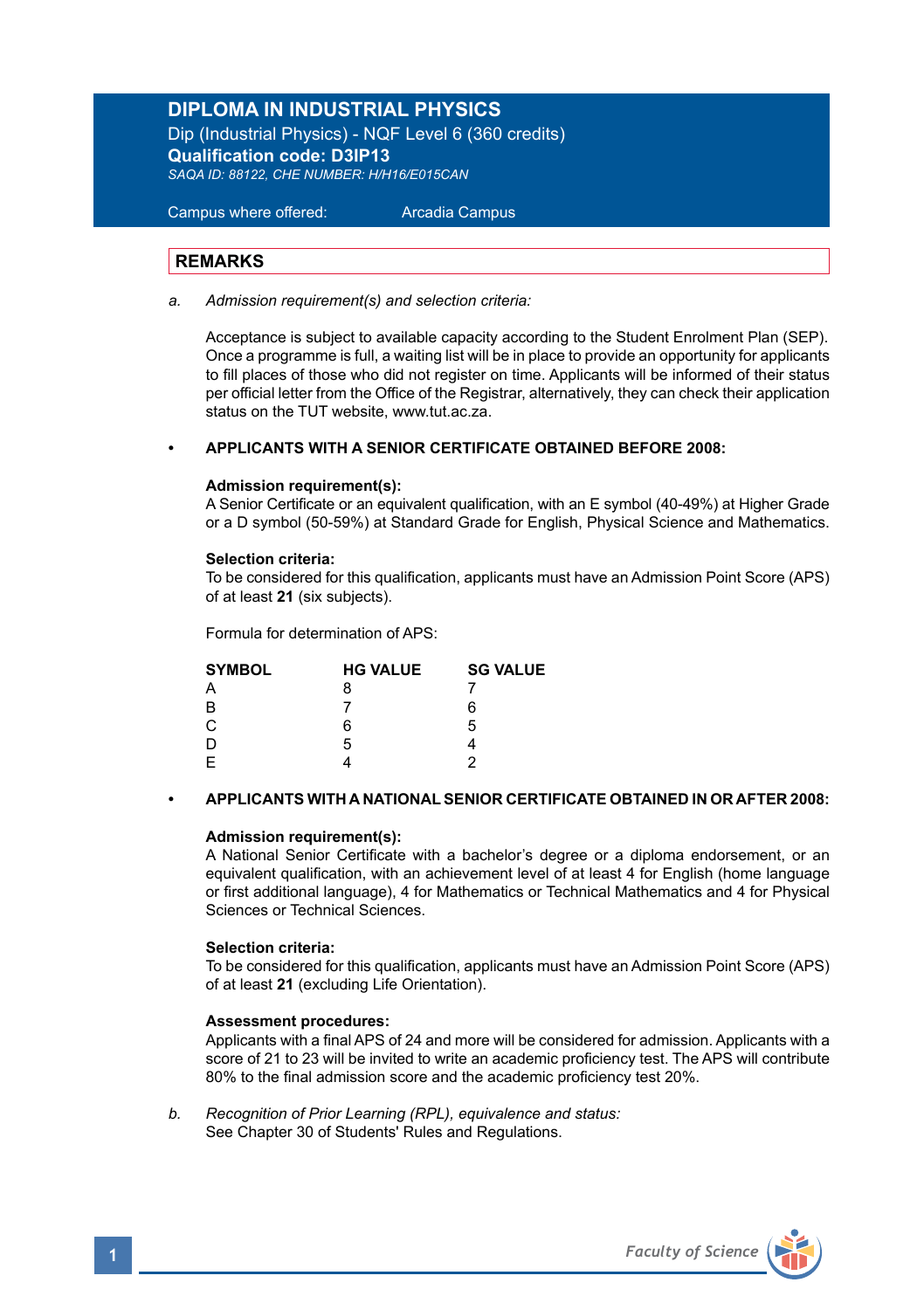# DIPLOMA IN INDUSTRIAL PHYSICS

Dip (Industrial Physics) - NQF Level 6 (360 credits)

**Qualification code: D3IP13**

*SAQA ID: 88122, CHE NUMBER: H/H16/E015CAN*

Campus where offered: Arcadia Campus

## REMARKS

a. *Admission requirement(s) and selection criteria:*

Acceptance is subject to available capacity according to the Student Enrolment Plan (SEP). Once a programme is full, a waiting list will be in place to provide an opportunity for applicants to fill places of those who did not register on time. Applicants will be informed of their status per official letter from the Office of the Registrar, alternatively, they can check their application status on the TUT website, www.tut.ac.za.

- **APPLICANTS WITH A SENIOR CERTIFICATE OBTAINED BEFORE 2008:**

**Admission requirement(s):**
A Senior Certificate or an equivalent qualification, with an E symbol (40-49%) at Higher Grade or a D symbol (50-59%) at Standard Grade for English, Physical Science and Mathematics.

**Selection criteria:**
To be considered for this qualification, applicants must have an Admission Point Score (APS) of at least **21** (six subjects).

Formula for determination of APS:

| SYMBOL | HG VALUE | SG VALUE |
|---|---|---|
| A | 8 | 7 |
| B | 7 | 6 |
| C | 6 | 5 |
| D | 5 | 4 |
| E | 4 | 2 |

- **APPLICANTS WITH A NATIONAL SENIOR CERTIFICATE OBTAINED IN OR AFTER 2008:**

**Admission requirement(s):**
A National Senior Certificate with a bachelor's degree or a diploma endorsement, or an equivalent qualification, with an achievement level of at least 4 for English (home language or first additional language), 4 for Mathematics or Technical Mathematics and 4 for Physical Sciences or Technical Sciences.

**Selection criteria:**
To be considered for this qualification, applicants must have an Admission Point Score (APS) of at least **21** (excluding Life Orientation).

**Assessment procedures:**
Applicants with a final APS of 24 and more will be considered for admission. Applicants with a score of 21 to 23 will be invited to write an academic proficiency test. The APS will contribute 80% to the final admission score and the academic proficiency test 20%.

b. *Recognition of Prior Learning (RPL), equivalence and status:*
See Chapter 30 of Students' Rules and Regulations.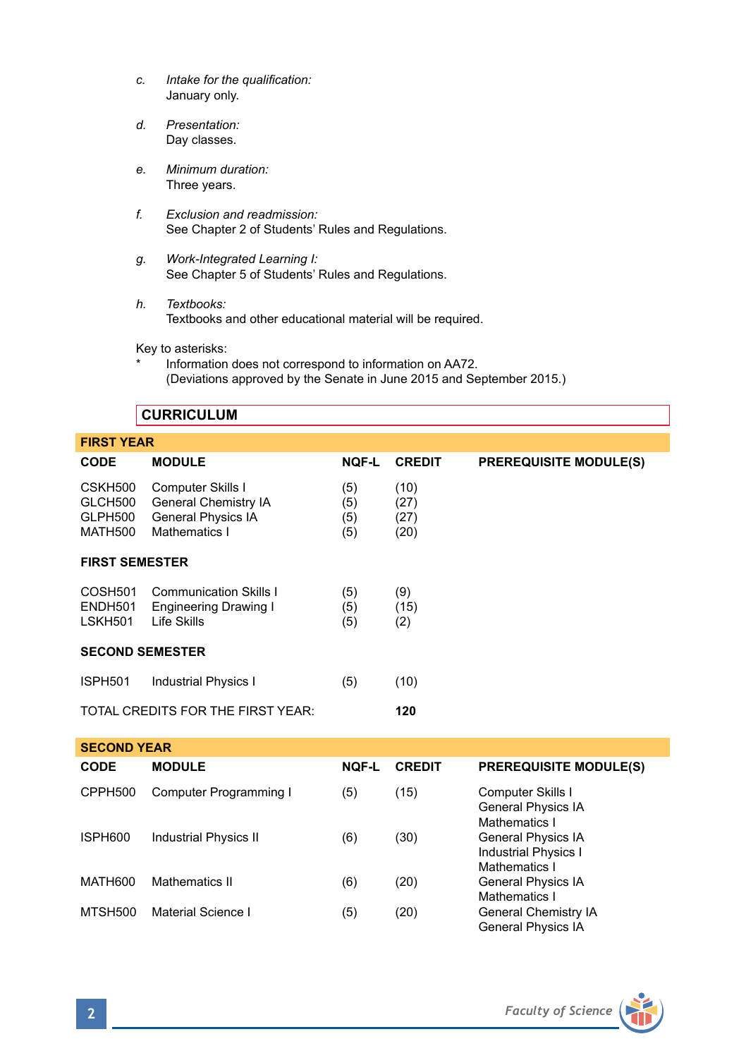c. *Intake for the qualification:*
   January only.

d. *Presentation:*
   Day classes.

e. *Minimum duration:*
   Three years.

f. *Exclusion and readmission:*
   See Chapter 2 of Students' Rules and Regulations.

g. *Work-Integrated Learning I:*
   See Chapter 5 of Students' Rules and Regulations.

h. *Textbooks:*
   Textbooks and other educational material will be required.

Key to asterisks:
\* Information does not correspond to information on AA72.
(Deviations approved by the Senate in June 2015 and September 2015.)

## CURRICULUM

### FIRST YEAR

| CODE | MODULE | NQF-L | CREDIT | PREREQUISITE MODULE(S) |
|---|---|---|---|---|
| CSKH500 | Computer Skills I | (5) | (10) | |
| GLCH500 | General Chemistry IA | (5) | (27) | |
| GLPH500 | General Physics IA | (5) | (27) | |
| MATH500 | Mathematics I | (5) | (20) | |
| **FIRST SEMESTER** | | | | |
| COSH501 | Communication Skills I | (5) | (9) | |
| ENDH501 | Engineering Drawing I | (5) | (15) | |
| LSKH501 | Life Skills | (5) | (2) | |
| **SECOND SEMESTER** | | | | |
| ISPH501 | Industrial Physics I | (5) | (10) | |
| TOTAL CREDITS FOR THE FIRST YEAR: | | | **120** | |

### SECOND YEAR

| CODE | MODULE | NQF-L | CREDIT | PREREQUISITE MODULE(S) |
|---|---|---|---|---|
| CPPH500 | Computer Programming I | (5) | (15) | Computer Skills I<br>General Physics IA<br>Mathematics I |
| ISPH600 | Industrial Physics II | (6) | (30) | General Physics IA<br>Industrial Physics I<br>Mathematics I |
| MATH600 | Mathematics II | (6) | (20) | General Physics IA<br>Mathematics I |
| MTSH500 | Material Science I | (5) | (20) | General Chemistry IA<br>General Physics IA |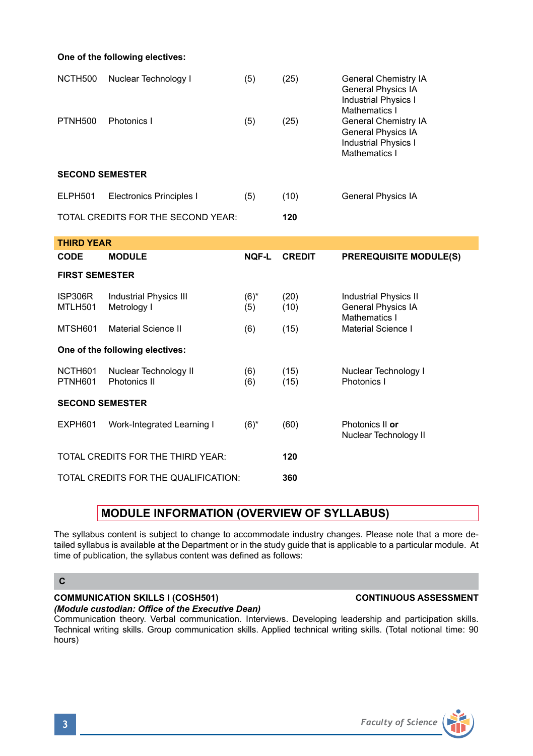**One of the following electives:**

| | | | | |
|---|---|---|---|---|
| NCTH500 | Nuclear Technology I | (5) | (25) | General Chemistry IA<br>General Physics IA<br>Industrial Physics I<br>Mathematics I |
| PTNH500 | Photonics I | (5) | (25) | General Chemistry IA<br>General Physics IA<br>Industrial Physics I<br>Mathematics I |

**SECOND SEMESTER**

| | | | | |
|---|---|---|---|---|
| ELPH501 | Electronics Principles I | (5) | (10) | General Physics IA |

TOTAL CREDITS FOR THE SECOND YEAR: **120**

**THIRD YEAR**

| CODE | MODULE | NQF-L | CREDIT | PREREQUISITE MODULE(S) |
|---|---|---|---|---|
| **FIRST SEMESTER** | | | | |
| ISP306R | Industrial Physics III | (6)* | (20) | Industrial Physics II |
| MTLH501 | Metrology I | (5) | (10) | General Physics IA<br>Mathematics I |
| MTSH601 | Material Science II | (6) | (15) | Material Science I |
| **One of the following electives:** | | | | |
| NCTH601 | Nuclear Technology II | (6) | (15) | Nuclear Technology I |
| PTNH601 | Photonics II | (6) | (15) | Photonics I |
| **SECOND SEMESTER** | | | | |
| EXPH601 | Work-Integrated Learning I | (6)* | (60) | Photonics II **or**<br>Nuclear Technology II |

TOTAL CREDITS FOR THE THIRD YEAR: **120**

TOTAL CREDITS FOR THE QUALIFICATION: **360**

## MODULE INFORMATION (OVERVIEW OF SYLLABUS)

The syllabus content is subject to change to accommodate industry changes. Please note that a more detailed syllabus is available at the Department or in the study guide that is applicable to a particular module. At time of publication, the syllabus content was defined as follows:

### C

**COMMUNICATION SKILLS I (COSH501)** **CONTINUOUS ASSESSMENT**

***(Module custodian: Office of the Executive Dean)***

Communication theory. Verbal communication. Interviews. Developing leadership and participation skills. Technical writing skills. Group communication skills. Applied technical writing skills. (Total notional time: 90 hours)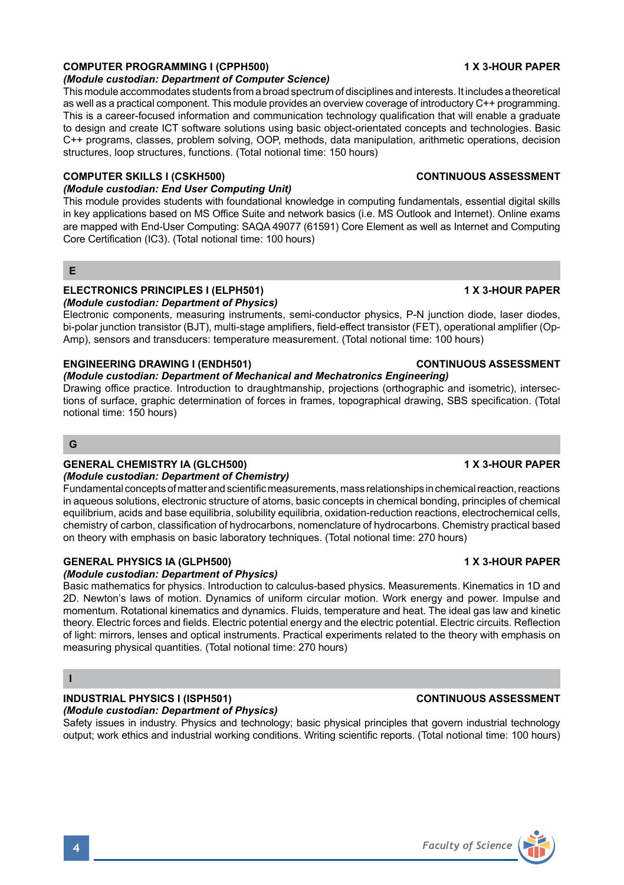### COMPUTER PROGRAMMING I (CPPH500) — 1 X 3-HOUR PAPER

*(Module custodian: Department of Computer Science)*

This module accommodates students from a broad spectrum of disciplines and interests. It includes a theoretical as well as a practical component. This module provides an overview coverage of introductory C++ programming. This is a career-focused information and communication technology qualification that will enable a graduate to design and create ICT software solutions using basic object-orientated concepts and technologies. Basic C++ programs, classes, problem solving, OOP, methods, data manipulation, arithmetic operations, decision structures, loop structures, functions. (Total notional time: 150 hours)

### COMPUTER SKILLS I (CSKH500) — CONTINUOUS ASSESSMENT

*(Module custodian: End User Computing Unit)*

This module provides students with foundational knowledge in computing fundamentals, essential digital skills in key applications based on MS Office Suite and network basics (i.e. MS Outlook and Internet). Online exams are mapped with End-User Computing: SAQA 49077 (61591) Core Element as well as Internet and Computing Core Certification (IC3). (Total notional time: 100 hours)

## E

### ELECTRONICS PRINCIPLES I (ELPH501) — 1 X 3-HOUR PAPER

*(Module custodian: Department of Physics)*

Electronic components, measuring instruments, semi-conductor physics, P-N junction diode, laser diodes, bi-polar junction transistor (BJT), multi-stage amplifiers, field-effect transistor (FET), operational amplifier (Op-Amp), sensors and transducers: temperature measurement. (Total notional time: 100 hours)

### ENGINEERING DRAWING I (ENDH501) — CONTINUOUS ASSESSMENT

*(Module custodian: Department of Mechanical and Mechatronics Engineering)*

Drawing office practice. Introduction to draughtmanship, projections (orthographic and isometric), intersections of surface, graphic determination of forces in frames, topographical drawing, SBS specification. (Total notional time: 150 hours)

## G

### GENERAL CHEMISTRY IA (GLCH500) — 1 X 3-HOUR PAPER

*(Module custodian: Department of Chemistry)*

Fundamental concepts of matter and scientific measurements, mass relationships in chemical reaction, reactions in aqueous solutions, electronic structure of atoms, basic concepts in chemical bonding, principles of chemical equilibrium, acids and base equilibria, solubility equilibria, oxidation-reduction reactions, electrochemical cells, chemistry of carbon, classification of hydrocarbons, nomenclature of hydrocarbons. Chemistry practical based on theory with emphasis on basic laboratory techniques. (Total notional time: 270 hours)

### GENERAL PHYSICS IA (GLPH500) — 1 X 3-HOUR PAPER

*(Module custodian: Department of Physics)*

Basic mathematics for physics. Introduction to calculus-based physics. Measurements. Kinematics in 1D and 2D. Newton's laws of motion. Dynamics of uniform circular motion. Work energy and power. Impulse and momentum. Rotational kinematics and dynamics. Fluids, temperature and heat. The ideal gas law and kinetic theory. Electric forces and fields. Electric potential energy and the electric potential. Electric circuits. Reflection of light: mirrors, lenses and optical instruments. Practical experiments related to the theory with emphasis on measuring physical quantities. (Total notional time: 270 hours)

## I

### INDUSTRIAL PHYSICS I (ISPH501) — CONTINUOUS ASSESSMENT

*(Module custodian: Department of Physics)*

Safety issues in industry. Physics and technology; basic physical principles that govern industrial technology output; work ethics and industrial working conditions. Writing scientific reports. (Total notional time: 100 hours)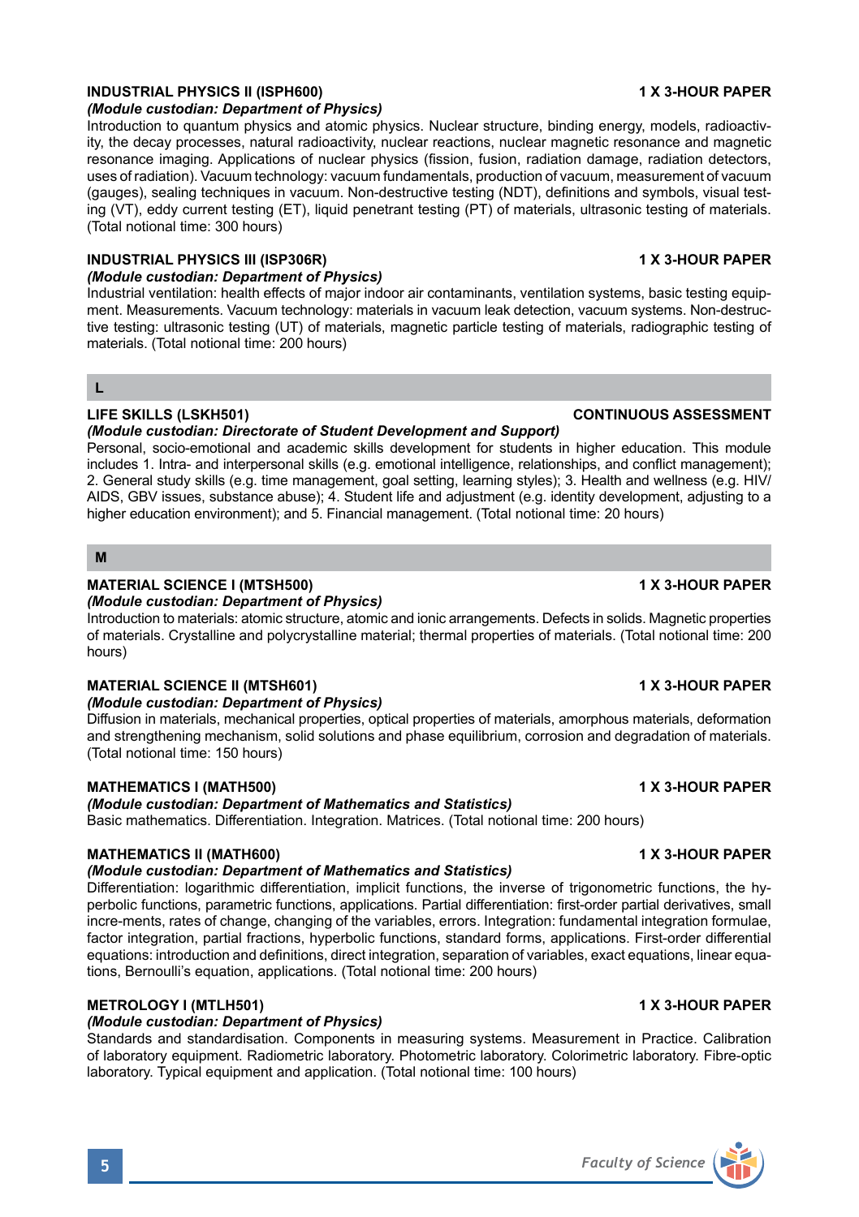### INDUSTRIAL PHYSICS II (ISPH600) — 1 X 3-HOUR PAPER

***(Module custodian: Department of Physics)***

Introduction to quantum physics and atomic physics. Nuclear structure, binding energy, models, radioactivity, the decay processes, natural radioactivity, nuclear reactions, nuclear magnetic resonance and magnetic resonance imaging. Applications of nuclear physics (fission, fusion, radiation damage, radiation detectors, uses of radiation). Vacuum technology: vacuum fundamentals, production of vacuum, measurement of vacuum (gauges), sealing techniques in vacuum. Non-destructive testing (NDT), definitions and symbols, visual testing (VT), eddy current testing (ET), liquid penetrant testing (PT) of materials, ultrasonic testing of materials. (Total notional time: 300 hours)

### INDUSTRIAL PHYSICS III (ISP306R) — 1 X 3-HOUR PAPER

***(Module custodian: Department of Physics)***

Industrial ventilation: health effects of major indoor air contaminants, ventilation systems, basic testing equipment. Measurements. Vacuum technology: materials in vacuum leak detection, vacuum systems. Non-destructive testing: ultrasonic testing (UT) of materials, magnetic particle testing of materials, radiographic testing of materials. (Total notional time: 200 hours)

## L

### LIFE SKILLS (LSKH501) — CONTINUOUS ASSESSMENT

***(Module custodian: Directorate of Student Development and Support)***

Personal, socio-emotional and academic skills development for students in higher education. This module includes 1. Intra- and interpersonal skills (e.g. emotional intelligence, relationships, and conflict management); 2. General study skills (e.g. time management, goal setting, learning styles); 3. Health and wellness (e.g. HIV/AIDS, GBV issues, substance abuse); 4. Student life and adjustment (e.g. identity development, adjusting to a higher education environment); and 5. Financial management. (Total notional time: 20 hours)

## M

### MATERIAL SCIENCE I (MTSH500) — 1 X 3-HOUR PAPER

***(Module custodian: Department of Physics)***

Introduction to materials: atomic structure, atomic and ionic arrangements. Defects in solids. Magnetic properties of materials. Crystalline and polycrystalline material; thermal properties of materials. (Total notional time: 200 hours)

### MATERIAL SCIENCE II (MTSH601) — 1 X 3-HOUR PAPER

***(Module custodian: Department of Physics)***

Diffusion in materials, mechanical properties, optical properties of materials, amorphous materials, deformation and strengthening mechanism, solid solutions and phase equilibrium, corrosion and degradation of materials. (Total notional time: 150 hours)

### MATHEMATICS I (MATH500) — 1 X 3-HOUR PAPER

***(Module custodian: Department of Mathematics and Statistics)***

Basic mathematics. Differentiation. Integration. Matrices. (Total notional time: 200 hours)

### MATHEMATICS II (MATH600) — 1 X 3-HOUR PAPER

***(Module custodian: Department of Mathematics and Statistics)***

Differentiation: logarithmic differentiation, implicit functions, the inverse of trigonometric functions, the hyperbolic functions, parametric functions, applications. Partial differentiation: first-order partial derivatives, small incre-ments, rates of change, changing of the variables, errors. Integration: fundamental integration formulae, factor integration, partial fractions, hyperbolic functions, standard forms, applications. First-order differential equations: introduction and definitions, direct integration, separation of variables, exact equations, linear equations, Bernoulli's equation, applications. (Total notional time: 200 hours)

### METROLOGY I (MTLH501) — 1 X 3-HOUR PAPER

***(Module custodian: Department of Physics)***

Standards and standardisation. Components in measuring systems. Measurement in Practice. Calibration of laboratory equipment. Radiometric laboratory. Photometric laboratory. Colorimetric laboratory. Fibre-optic laboratory. Typical equipment and application. (Total notional time: 100 hours)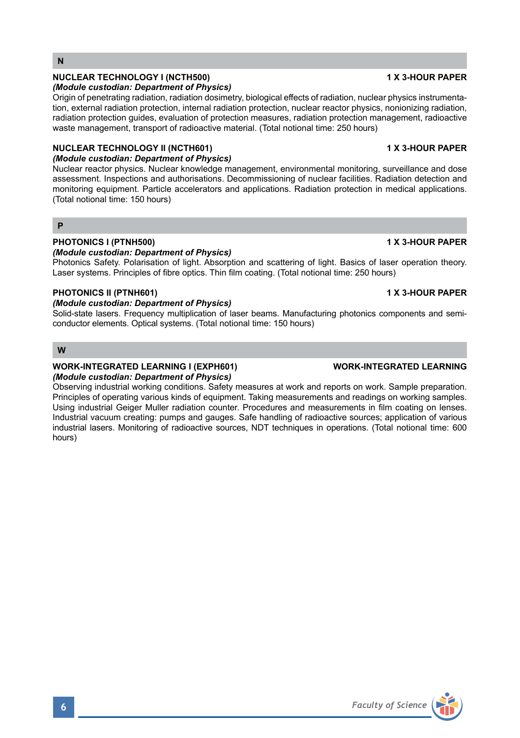## N

**NUCLEAR TECHNOLOGY I (NCTH500) — 1 X 3-HOUR PAPER**

***(Module custodian: Department of Physics)***

Origin of penetrating radiation, radiation dosimetry, biological effects of radiation, nuclear physics instrumentation, external radiation protection, internal radiation protection, nuclear reactor physics, nonionizing radiation, radiation protection guides, evaluation of protection measures, radiation protection management, radioactive waste management, transport of radioactive material. (Total notional time: 250 hours)

**NUCLEAR TECHNOLOGY II (NCTH601) — 1 X 3-HOUR PAPER**

***(Module custodian: Department of Physics)***

Nuclear reactor physics. Nuclear knowledge management, environmental monitoring, surveillance and dose assessment. Inspections and authorisations. Decommissioning of nuclear facilities. Radiation detection and monitoring equipment. Particle accelerators and applications. Radiation protection in medical applications. (Total notional time: 150 hours)

## P

**PHOTONICS I (PTNH500) — 1 X 3-HOUR PAPER**

***(Module custodian: Department of Physics)***

Photonics Safety. Polarisation of light. Absorption and scattering of light. Basics of laser operation theory. Laser systems. Principles of fibre optics. Thin film coating. (Total notional time: 250 hours)

**PHOTONICS II (PTNH601) — 1 X 3-HOUR PAPER**

***(Module custodian: Department of Physics)***

Solid-state lasers. Frequency multiplication of laser beams. Manufacturing photonics components and semiconductor elements. Optical systems. (Total notional time: 150 hours)

## W

**WORK-INTEGRATED LEARNING I (EXPH601) — WORK-INTEGRATED LEARNING**

***(Module custodian: Department of Physics)***

Observing industrial working conditions. Safety measures at work and reports on work. Sample preparation. Principles of operating various kinds of equipment. Taking measurements and readings on working samples. Using industrial Geiger Muller radiation counter. Procedures and measurements in film coating on lenses. Industrial vacuum creating: pumps and gauges. Safe handling of radioactive sources; application of various industrial lasers. Monitoring of radioactive sources, NDT techniques in operations. (Total notional time: 600 hours)